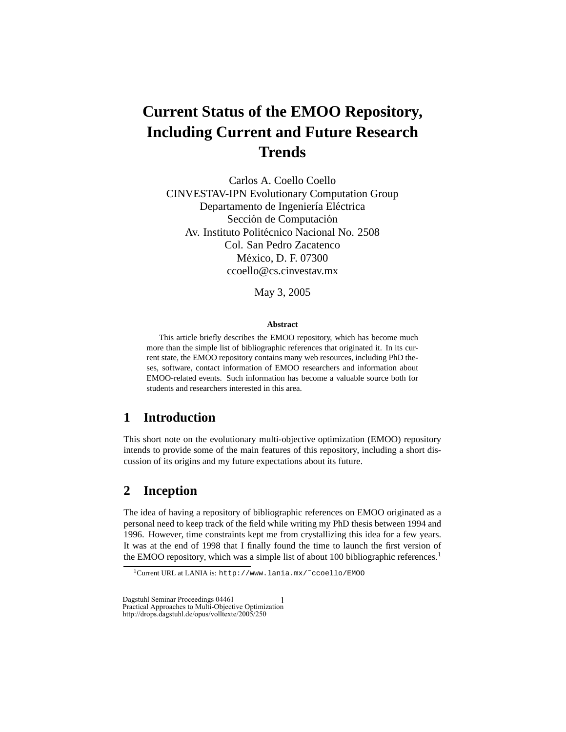# Current Status of the EMOO Repository, Including Current and Future Research Trends

Carlos A. Coello Coello
CINVESTAV-IPN Evolutionary Computation Group
Departamento de Ingeniería Eléctrica
Sección de Computación
Av. Instituto Politécnico Nacional No. 2508
Col. San Pedro Zacatenco
México, D. F. 07300
ccoello@cs.cinvestav.mx

May 3, 2005

**Abstract**

This article briefly describes the EMOO repository, which has become much more than the simple list of bibliographic references that originated it. In its current state, the EMOO repository contains many web resources, including PhD theses, software, contact information of EMOO researchers and information about EMOO-related events. Such information has become a valuable source both for students and researchers interested in this area.

## 1 Introduction

This short note on the evolutionary multi-objective optimization (EMOO) repository intends to provide some of the main features of this repository, including a short discussion of its origins and my future expectations about its future.

## 2 Inception

The idea of having a repository of bibliographic references on EMOO originated as a personal need to keep track of the field while writing my PhD thesis between 1994 and 1996. However, time constraints kept me from crystallizing this idea for a few years. It was at the end of 1998 that I finally found the time to launch the first version of the EMOO repository, which was a simple list of about 100 bibliographic references.[1]

[1] Current URL at LANIA is: `http://www.lania.mx/~ccoello/EMOO`

Dagstuhl Seminar Proceedings 04461
Practical Approaches to Multi-Objective Optimization
http://drops.dagstuhl.de/opus/volltexte/2005/250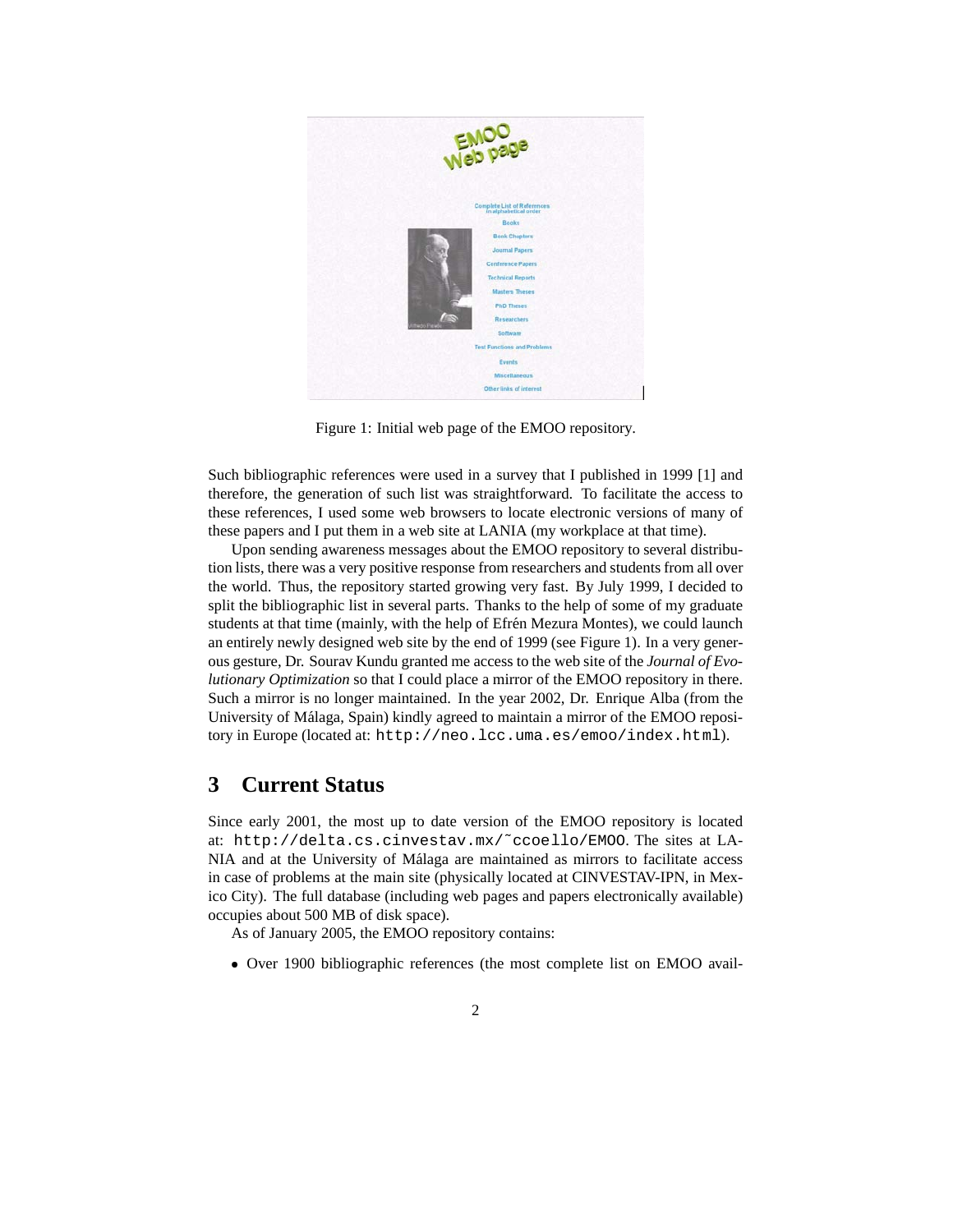Figure 1: Initial web page of the EMOO repository.

Such bibliographic references were used in a survey that I published in 1999 [1] and therefore, the generation of such list was straightforward. To facilitate the access to these references, I used some web browsers to locate electronic versions of many of these papers and I put them in a web site at LANIA (my workplace at that time).

Upon sending awareness messages about the EMOO repository to several distribution lists, there was a very positive response from researchers and students from all over the world. Thus, the repository started growing very fast. By July 1999, I decided to split the bibliographic list in several parts. Thanks to the help of some of my graduate students at that time (mainly, with the help of Efrén Mezura Montes), we could launch an entirely newly designed web site by the end of 1999 (see Figure 1). In a very generous gesture, Dr. Sourav Kundu granted me access to the web site of the *Journal of Evolutionary Optimization* so that I could place a mirror of the EMOO repository in there. Such a mirror is no longer maintained. In the year 2002, Dr. Enrique Alba (from the University of Málaga, Spain) kindly agreed to maintain a mirror of the EMOO repository in Europe (located at: `http://neo.lcc.uma.es/emoo/index.html`).

## 3 Current Status

Since early 2001, the most up to date version of the EMOO repository is located at: `http://delta.cs.cinvestav.mx/~ccoello/EMOO`. The sites at LANIA and at the University of Málaga are maintained as mirrors to facilitate access in case of problems at the main site (physically located at CINVESTAV-IPN, in Mexico City). The full database (including web pages and papers electronically available) occupies about 500 MB of disk space).

As of January 2005, the EMOO repository contains:

- Over 1900 bibliographic references (the most complete list on EMOO avail-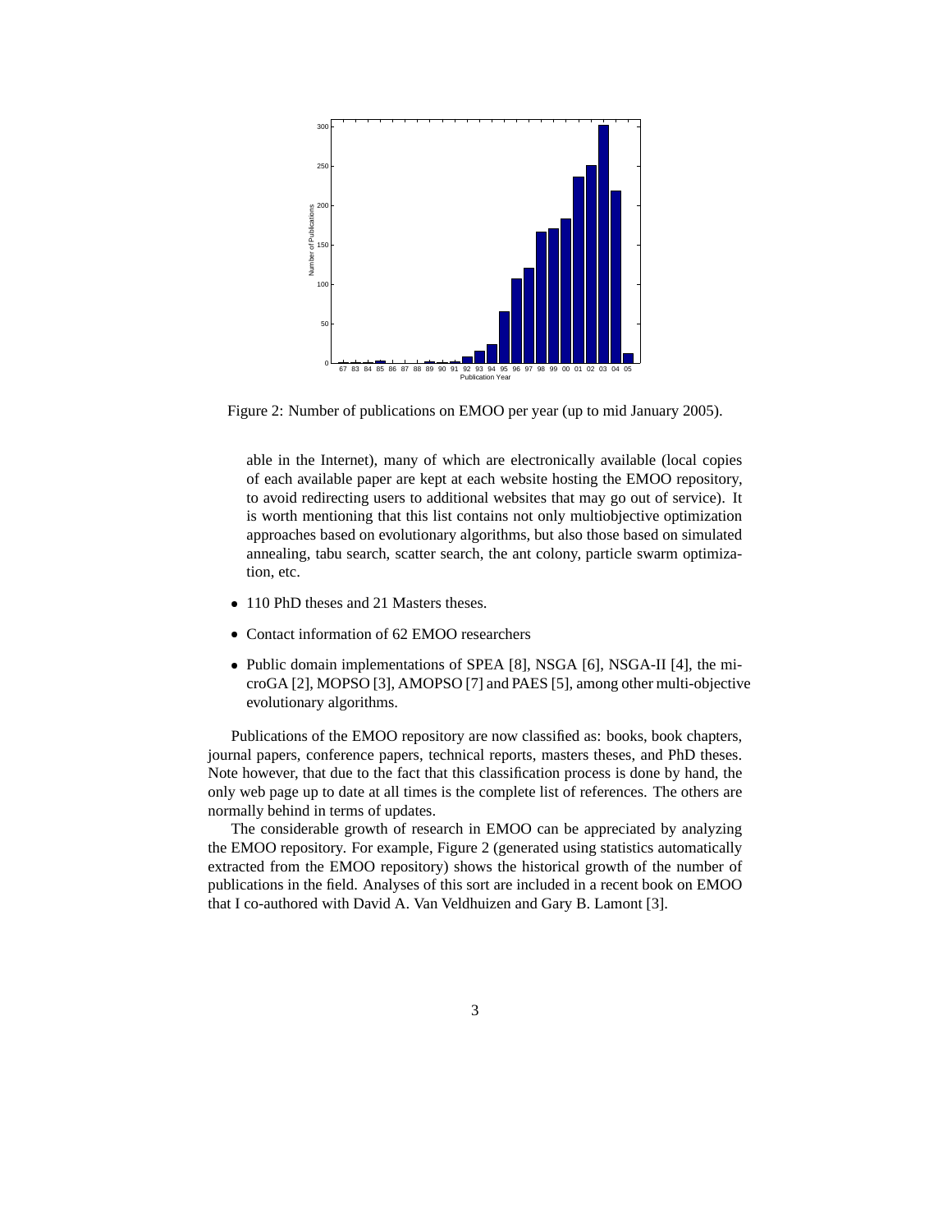Figure 2: Number of publications on EMOO per year (up to mid January 2005).

able in the Internet), many of which are electronically available (local copies of each available paper are kept at each website hosting the EMOO repository, to avoid redirecting users to additional websites that may go out of service). It is worth mentioning that this list contains not only multiobjective optimization approaches based on evolutionary algorithms, but also those based on simulated annealing, tabu search, scatter search, the ant colony, particle swarm optimization, etc.

- 110 PhD theses and 21 Masters theses.
- Contact information of 62 EMOO researchers
- Public domain implementations of SPEA [8], NSGA [6], NSGA-II [4], the microGA [2], MOPSO [3], AMOPSO [7] and PAES [5], among other multi-objective evolutionary algorithms.

Publications of the EMOO repository are now classified as: books, book chapters, journal papers, conference papers, technical reports, masters theses, and PhD theses. Note however, that due to the fact that this classification process is done by hand, the only web page up to date at all times is the complete list of references. The others are normally behind in terms of updates.

The considerable growth of research in EMOO can be appreciated by analyzing the EMOO repository. For example, Figure 2 (generated using statistics automatically extracted from the EMOO repository) shows the historical growth of the number of publications in the field. Analyses of this sort are included in a recent book on EMOO that I co-authored with David A. Van Veldhuizen and Gary B. Lamont [3].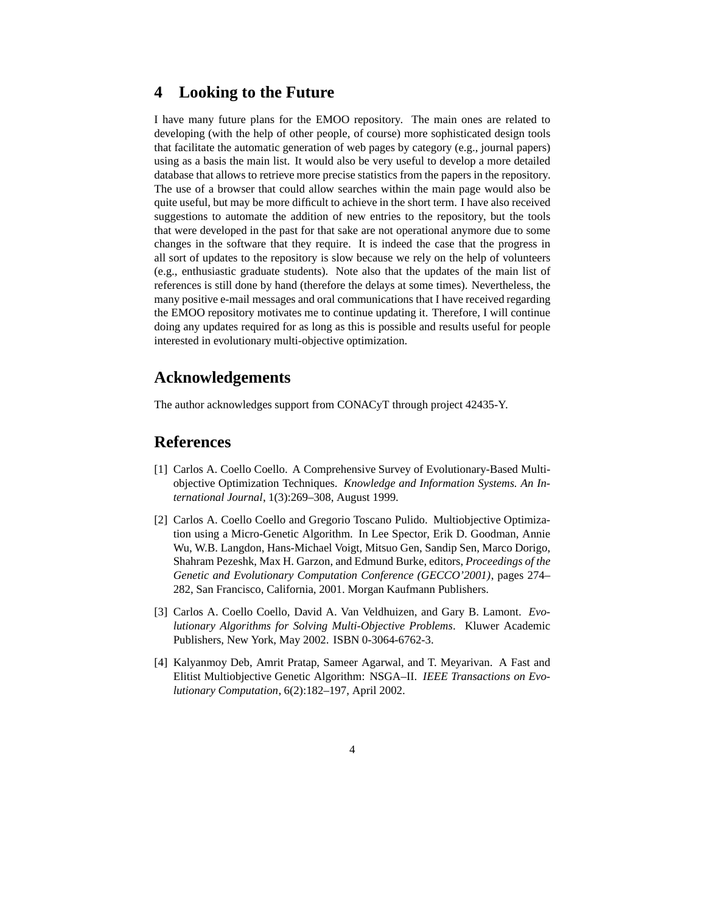## 4 Looking to the Future

I have many future plans for the EMOO repository. The main ones are related to developing (with the help of other people, of course) more sophisticated design tools that facilitate the automatic generation of web pages by category (e.g., journal papers) using as a basis the main list. It would also be very useful to develop a more detailed database that allows to retrieve more precise statistics from the papers in the repository. The use of a browser that could allow searches within the main page would also be quite useful, but may be more difficult to achieve in the short term. I have also received suggestions to automate the addition of new entries to the repository, but the tools that were developed in the past for that sake are not operational anymore due to some changes in the software that they require. It is indeed the case that the progress in all sort of updates to the repository is slow because we rely on the help of volunteers (e.g., enthusiastic graduate students). Note also that the updates of the main list of references is still done by hand (therefore the delays at some times). Nevertheless, the many positive e-mail messages and oral communications that I have received regarding the EMOO repository motivates me to continue updating it. Therefore, I will continue doing any updates required for as long as this is possible and results useful for people interested in evolutionary multi-objective optimization.

## Acknowledgements

The author acknowledges support from CONACyT through project 42435-Y.

## References

[1] Carlos A. Coello Coello. A Comprehensive Survey of Evolutionary-Based Multiobjective Optimization Techniques. *Knowledge and Information Systems. An International Journal*, 1(3):269–308, August 1999.

[2] Carlos A. Coello Coello and Gregorio Toscano Pulido. Multiobjective Optimization using a Micro-Genetic Algorithm. In Lee Spector, Erik D. Goodman, Annie Wu, W.B. Langdon, Hans-Michael Voigt, Mitsuo Gen, Sandip Sen, Marco Dorigo, Shahram Pezeshk, Max H. Garzon, and Edmund Burke, editors, *Proceedings of the Genetic and Evolutionary Computation Conference (GECCO'2001)*, pages 274–282, San Francisco, California, 2001. Morgan Kaufmann Publishers.

[3] Carlos A. Coello Coello, David A. Van Veldhuizen, and Gary B. Lamont. *Evolutionary Algorithms for Solving Multi-Objective Problems*. Kluwer Academic Publishers, New York, May 2002. ISBN 0-3064-6762-3.

[4] Kalyanmoy Deb, Amrit Pratap, Sameer Agarwal, and T. Meyarivan. A Fast and Elitist Multiobjective Genetic Algorithm: NSGA–II. *IEEE Transactions on Evolutionary Computation*, 6(2):182–197, April 2002.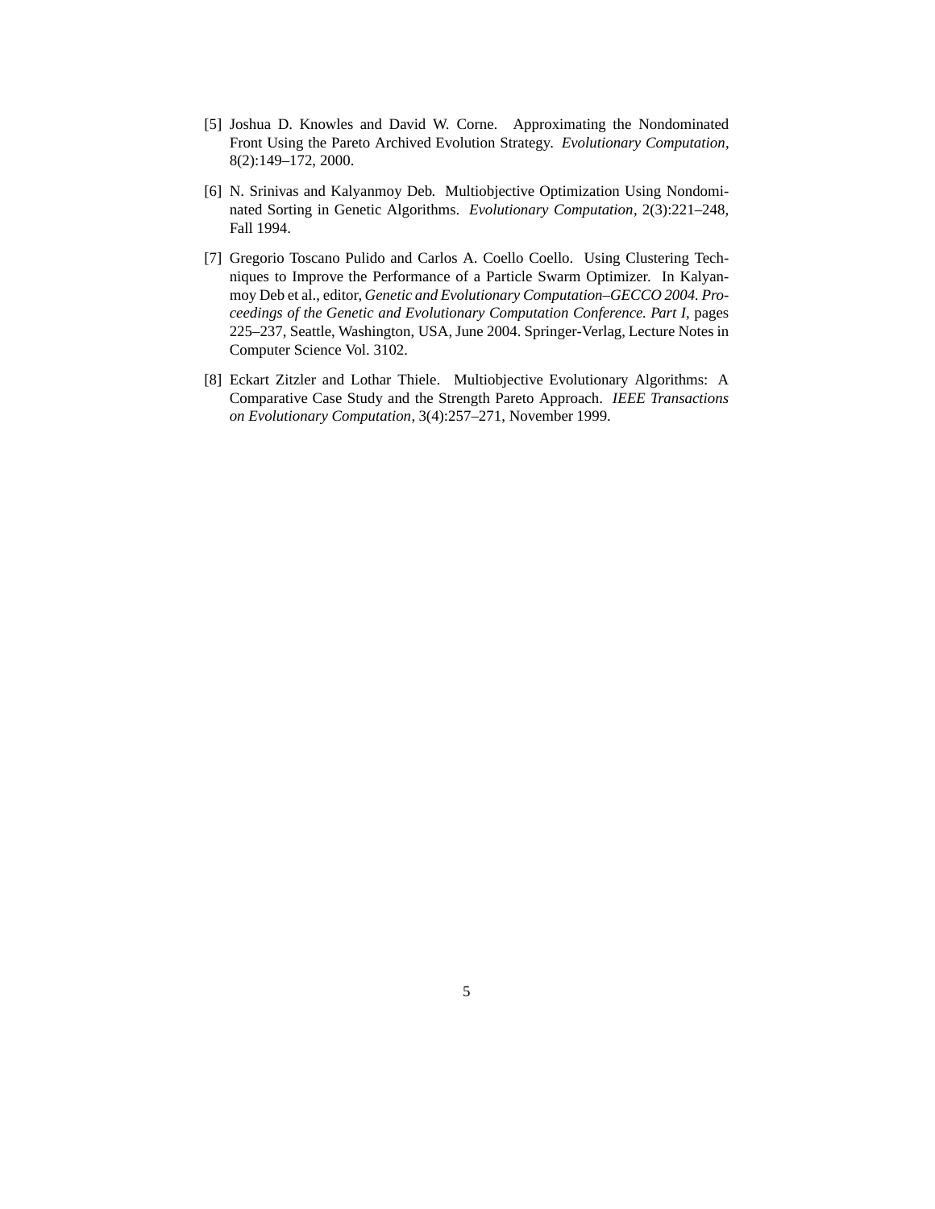[5] Joshua D. Knowles and David W. Corne. Approximating the Nondominated Front Using the Pareto Archived Evolution Strategy. *Evolutionary Computation*, 8(2):149–172, 2000.

[6] N. Srinivas and Kalyanmoy Deb. Multiobjective Optimization Using Nondominated Sorting in Genetic Algorithms. *Evolutionary Computation*, 2(3):221–248, Fall 1994.

[7] Gregorio Toscano Pulido and Carlos A. Coello Coello. Using Clustering Techniques to Improve the Performance of a Particle Swarm Optimizer. In Kalyanmoy Deb et al., editor, *Genetic and Evolutionary Computation–GECCO 2004. Proceedings of the Genetic and Evolutionary Computation Conference. Part I*, pages 225–237, Seattle, Washington, USA, June 2004. Springer-Verlag, Lecture Notes in Computer Science Vol. 3102.

[8] Eckart Zitzler and Lothar Thiele. Multiobjective Evolutionary Algorithms: A Comparative Case Study and the Strength Pareto Approach. *IEEE Transactions on Evolutionary Computation*, 3(4):257–271, November 1999.